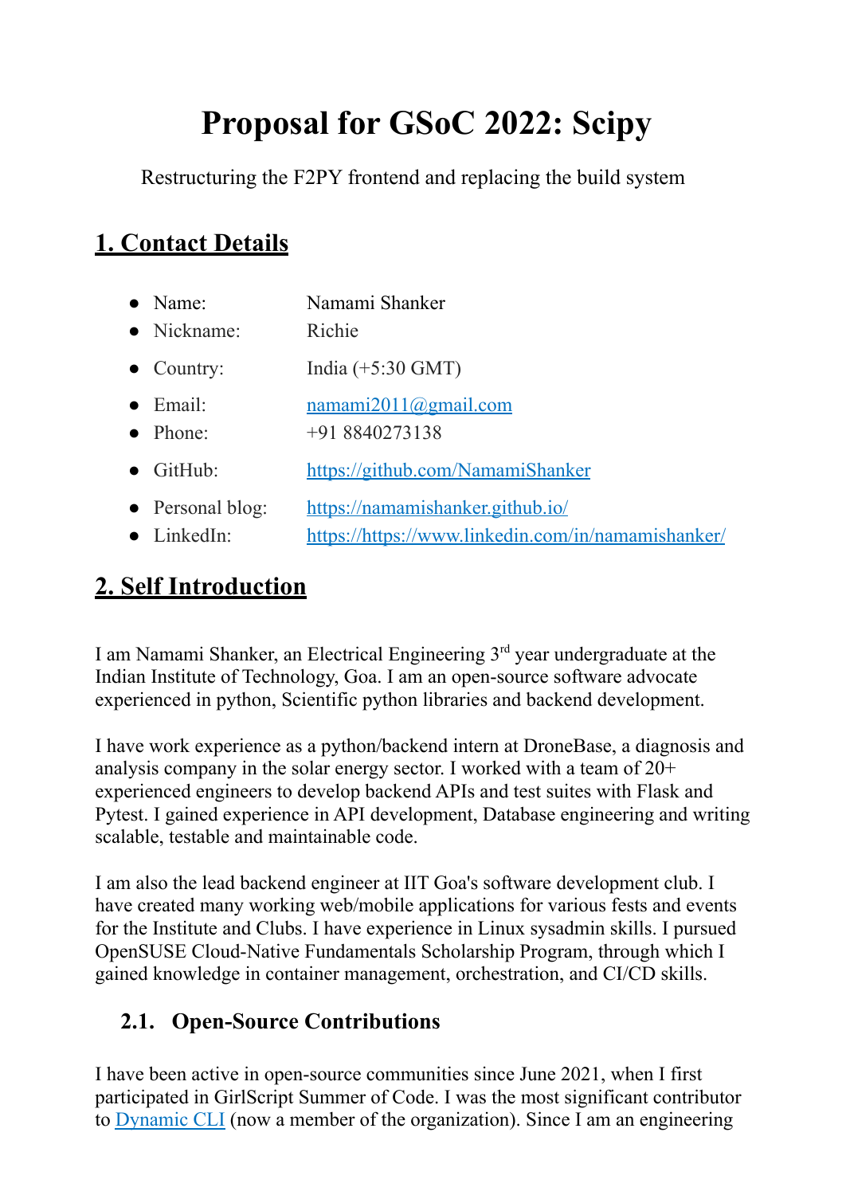# Proposal for GSoC 2022: Scipy

Restructuring the F2PY frontend and replacing the build system

## 1. Contact Details

- Name: Namami Shanker
- Nickname: Richie
- Country: India (+5:30 GMT)
- Email: [namami2011@gmail.com](mailto:namami2011@gmail.com)
- Phone: +91 8840273138
- GitHub: [https://github.com/NamamiShanker](https://github.com/NamamiShanker)
- Personal blog: [https://namamishanker.github.io/](https://namamishanker.github.io/)
- LinkedIn: [https://https://www.linkedin.com/in/namamishanker/](https://https://www.linkedin.com/in/namamishanker/)

## 2. Self Introduction

I am Namami Shanker, an Electrical Engineering 3rd year undergraduate at the Indian Institute of Technology, Goa. I am an open-source software advocate experienced in python, Scientific python libraries and backend development.

I have work experience as a python/backend intern at DroneBase, a diagnosis and analysis company in the solar energy sector. I worked with a team of 20+ experienced engineers to develop backend APIs and test suites with Flask and Pytest. I gained experience in API development, Database engineering and writing scalable, testable and maintainable code.

I am also the lead backend engineer at IIT Goa's software development club. I have created many working web/mobile applications for various fests and events for the Institute and Clubs. I have experience in Linux sysadmin skills. I pursued OpenSUSE Cloud-Native Fundamentals Scholarship Program, through which I gained knowledge in container management, orchestration, and CI/CD skills.

### 2.1. Open-Source Contributions

I have been active in open-source communities since June 2021, when I first participated in GirlScript Summer of Code. I was the most significant contributor to [Dynamic CLI](Dynamic CLI) (now a member of the organization). Since I am an engineering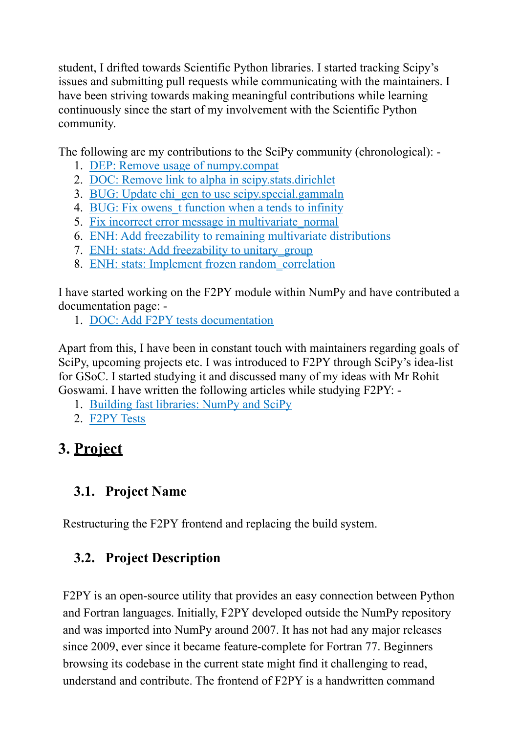student, I drifted towards Scientific Python libraries. I started tracking Scipy's issues and submitting pull requests while communicating with the maintainers. I have been striving towards making meaningful contributions while learning continuously since the start of my involvement with the Scientific Python community.

The following are my contributions to the SciPy community (chronological): -

1. DEP: Remove usage of numpy.compat
2. DOC: Remove link to alpha in scipy.stats.dirichlet
3. BUG: Update chi_gen to use scipy.special.gammaln
4. BUG: Fix owens_t function when a tends to infinity
5. Fix incorrect error message in multivariate_normal
6. ENH: Add freezability to remaining multivariate distributions
7. ENH: stats: Add freezability to unitary_group
8. ENH: stats: Implement frozen random_correlation

I have started working on the F2PY module within NumPy and have contributed a documentation page: -

1. DOC: Add F2PY tests documentation

Apart from this, I have been in constant touch with maintainers regarding goals of SciPy, upcoming projects etc. I was introduced to F2PY through SciPy's idea-list for GSoC. I started studying it and discussed many of my ideas with Mr Rohit Goswami. I have written the following articles while studying F2PY: -

1. Building fast libraries: NumPy and SciPy
2. F2PY Tests

## 3. Project

### 3.1. Project Name

Restructuring the F2PY frontend and replacing the build system.

### 3.2. Project Description

F2PY is an open-source utility that provides an easy connection between Python and Fortran languages. Initially, F2PY developed outside the NumPy repository and was imported into NumPy around 2007. It has not had any major releases since 2009, ever since it became feature-complete for Fortran 77. Beginners browsing its codebase in the current state might find it challenging to read, understand and contribute. The frontend of F2PY is a handwritten command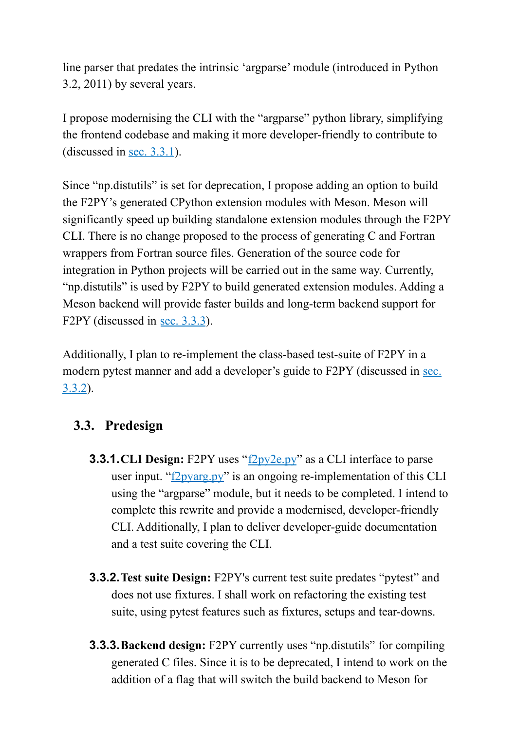line parser that predates the intrinsic ‘argparse’ module (introduced in Python 3.2, 2011) by several years.

I propose modernising the CLI with the “argparse” python library, simplifying the frontend codebase and making it more developer-friendly to contribute to (discussed in sec. 3.3.1).

Since “np.distutils” is set for deprecation, I propose adding an option to build the F2PY’s generated CPython extension modules with Meson. Meson will significantly speed up building standalone extension modules through the F2PY CLI. There is no change proposed to the process of generating C and Fortran wrappers from Fortran source files. Generation of the source code for integration in Python projects will be carried out in the same way. Currently, “np.distutils” is used by F2PY to build generated extension modules. Adding a Meson backend will provide faster builds and long-term backend support for F2PY (discussed in sec. 3.3.3).

Additionally, I plan to re-implement the class-based test-suite of F2PY in a modern pytest manner and add a developer’s guide to F2PY (discussed in sec. 3.3.2).

## 3.3. Predesign

**3.3.1. CLI Design:** F2PY uses “f2py2e.py” as a CLI interface to parse user input. “f2pyarg.py” is an ongoing re-implementation of this CLI using the “argparse” module, but it needs to be completed. I intend to complete this rewrite and provide a modernised, developer-friendly CLI. Additionally, I plan to deliver developer-guide documentation and a test suite covering the CLI.

**3.3.2. Test suite Design:** F2PY's current test suite predates “pytest” and does not use fixtures. I shall work on refactoring the existing test suite, using pytest features such as fixtures, setups and tear-downs.

**3.3.3. Backend design:** F2PY currently uses “np.distutils” for compiling generated C files. Since it is to be deprecated, I intend to work on the addition of a flag that will switch the build backend to Meson for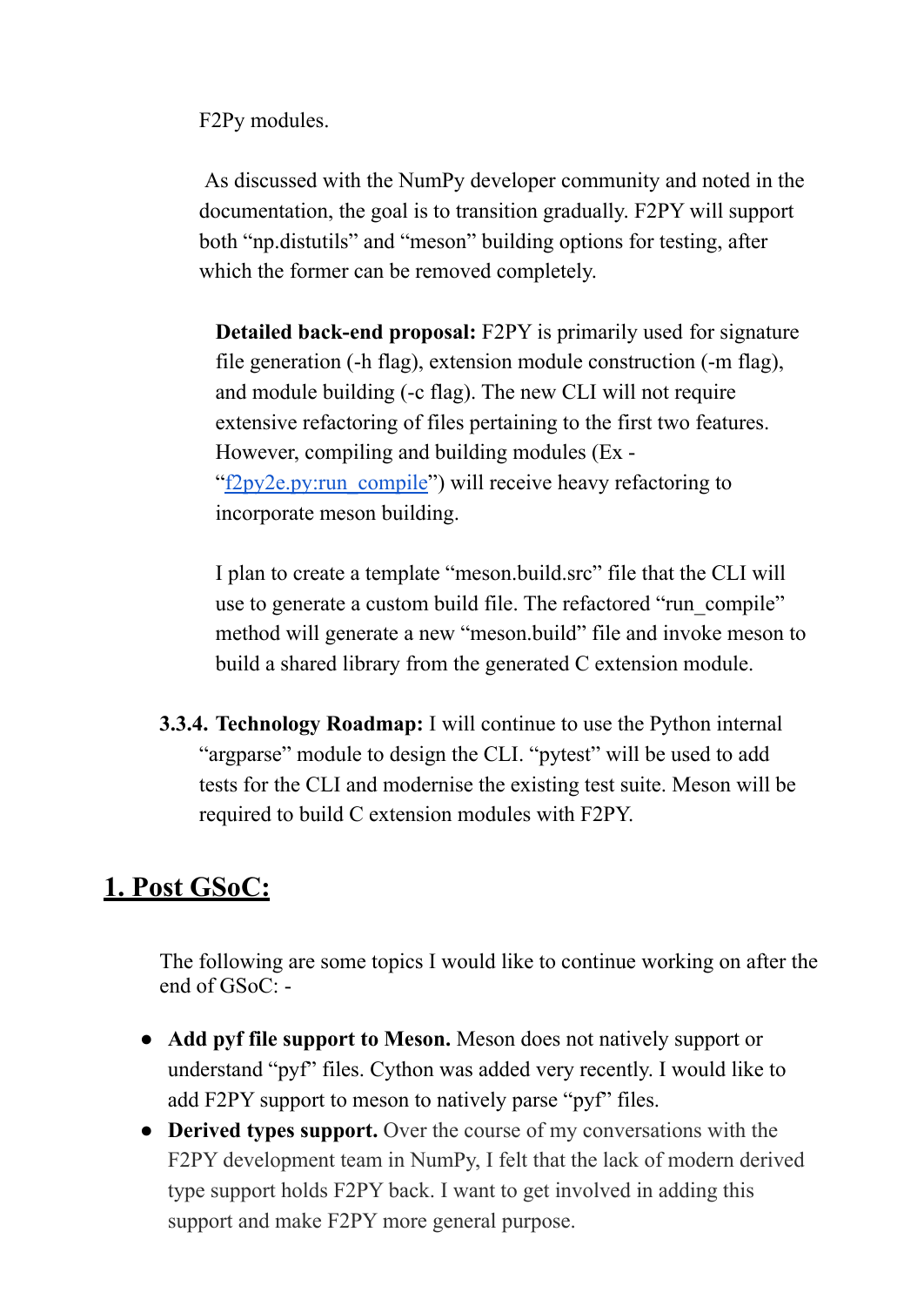F2Py modules.

As discussed with the NumPy developer community and noted in the documentation, the goal is to transition gradually. F2PY will support both "np.distutils" and "meson" building options for testing, after which the former can be removed completely.

**Detailed back-end proposal:** F2PY is primarily used for signature file generation (-h flag), extension module construction (-m flag), and module building (-c flag). The new CLI will not require extensive refactoring of files pertaining to the first two features. However, compiling and building modules (Ex - "f2py2e.py:run_compile") will receive heavy refactoring to incorporate meson building.

I plan to create a template "meson.build.src" file that the CLI will use to generate a custom build file. The refactored "run_compile" method will generate a new "meson.build" file and invoke meson to build a shared library from the generated C extension module.

**3.3.4. Technology Roadmap:** I will continue to use the Python internal "argparse" module to design the CLI. "pytest" will be used to add tests for the CLI and modernise the existing test suite. Meson will be required to build C extension modules with F2PY.

## 1. Post GSoC:

The following are some topics I would like to continue working on after the end of GSoC: -

- **Add pyf file support to Meson.** Meson does not natively support or understand "pyf" files. Cython was added very recently. I would like to add F2PY support to meson to natively parse "pyf" files.
- **Derived types support.** Over the course of my conversations with the F2PY development team in NumPy, I felt that the lack of modern derived type support holds F2PY back. I want to get involved in adding this support and make F2PY more general purpose.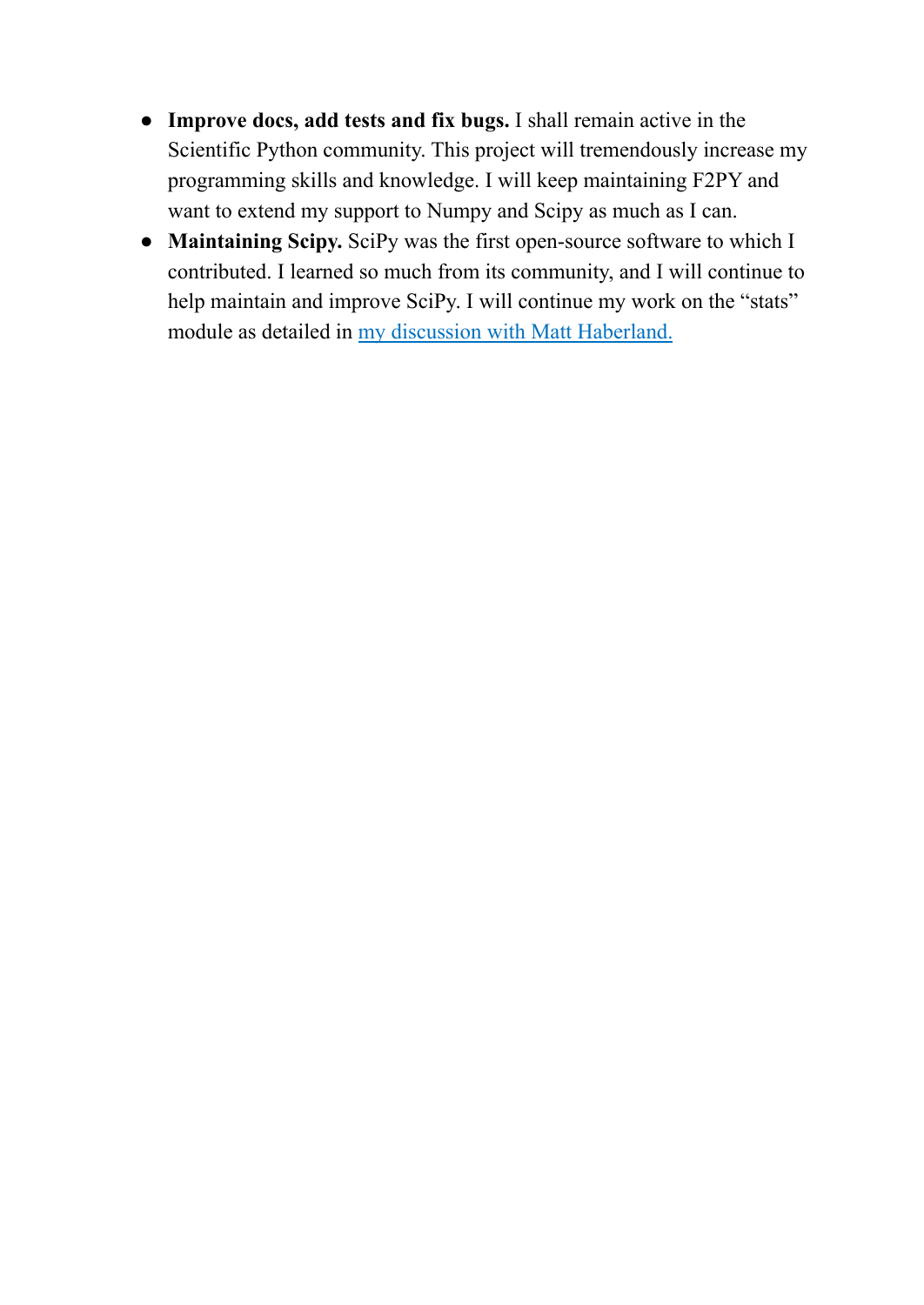- **Improve docs, add tests and fix bugs.** I shall remain active in the Scientific Python community. This project will tremendously increase my programming skills and knowledge. I will keep maintaining F2PY and want to extend my support to Numpy and Scipy as much as I can.
- **Maintaining Scipy.** SciPy was the first open-source software to which I contributed. I learned so much from its community, and I will continue to help maintain and improve SciPy. I will continue my work on the "stats" module as detailed in my discussion with Matt Haberland.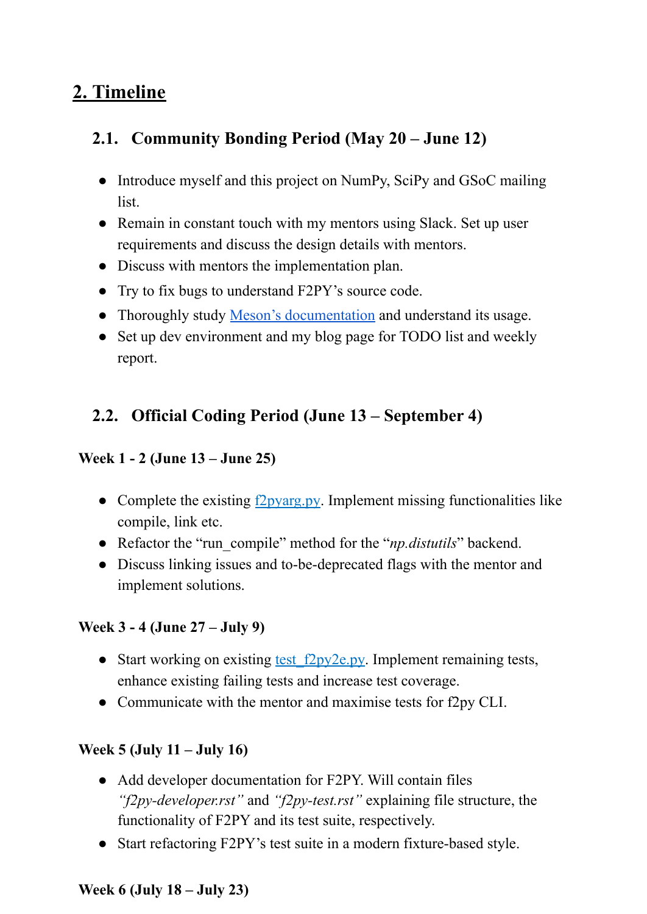## 2. Timeline

### 2.1. Community Bonding Period (May 20 – June 12)

- Introduce myself and this project on NumPy, SciPy and GSoC mailing list.
- Remain in constant touch with my mentors using Slack. Set up user requirements and discuss the design details with mentors.
- Discuss with mentors the implementation plan.
- Try to fix bugs to understand F2PY's source code.
- Thoroughly study Meson's documentation and understand its usage.
- Set up dev environment and my blog page for TODO list and weekly report.

### 2.2. Official Coding Period (June 13 – September 4)

**Week 1 - 2 (June 13 – June 25)**

- Complete the existing f2pyarg.py. Implement missing functionalities like compile, link etc.
- Refactor the "run_compile" method for the "*np.distutils*" backend.
- Discuss linking issues and to-be-deprecated flags with the mentor and implement solutions.

**Week 3 - 4 (June 27 – July 9)**

- Start working on existing test_f2py2e.py. Implement remaining tests, enhance existing failing tests and increase test coverage.
- Communicate with the mentor and maximise tests for f2py CLI.

**Week 5 (July 11 – July 16)**

- Add developer documentation for F2PY. Will contain files *"f2py-developer.rst"* and *"f2py-test.rst"* explaining file structure, the functionality of F2PY and its test suite, respectively.
- Start refactoring F2PY's test suite in a modern fixture-based style.

**Week 6 (July 18 – July 23)**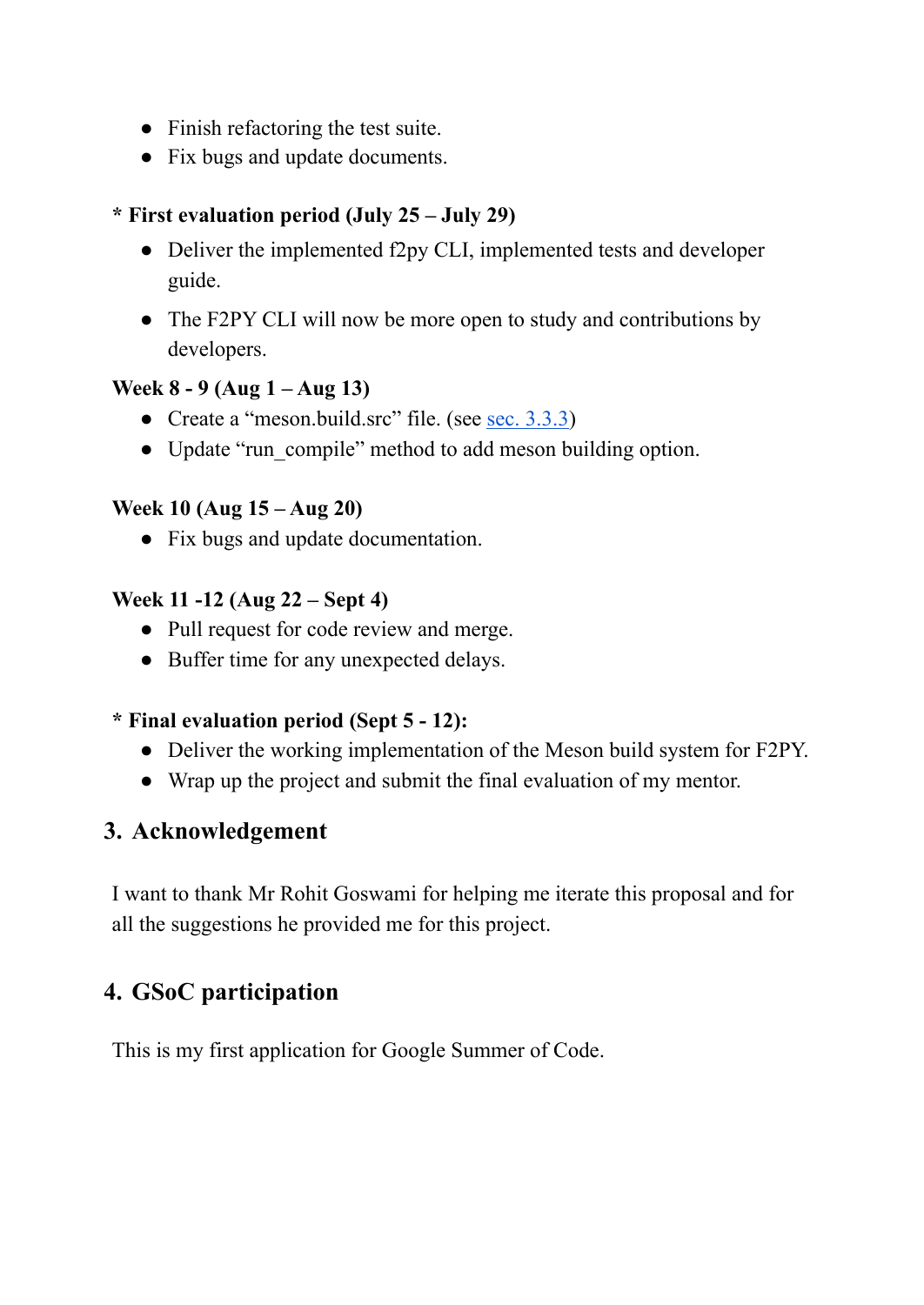- Finish refactoring the test suite.
- Fix bugs and update documents.

**\* First evaluation period (July 25 – July 29)**

- Deliver the implemented f2py CLI, implemented tests and developer guide.
- The F2PY CLI will now be more open to study and contributions by developers.

**Week 8 - 9 (Aug 1 – Aug 13)**

- Create a “meson.build.src” file. (see [sec. 3.3.3](#))
- Update “run_compile” method to add meson building option.

**Week 10 (Aug 15 – Aug 20)**

- Fix bugs and update documentation.

**Week 11 -12 (Aug 22 – Sept 4)**

- Pull request for code review and merge.
- Buffer time for any unexpected delays.

**\* Final evaluation period (Sept 5 - 12):**

- Deliver the working implementation of the Meson build system for F2PY.
- Wrap up the project and submit the final evaluation of my mentor.

## 3. Acknowledgement

I want to thank Mr Rohit Goswami for helping me iterate this proposal and for all the suggestions he provided me for this project.

## 4. GSoC participation

This is my first application for Google Summer of Code.